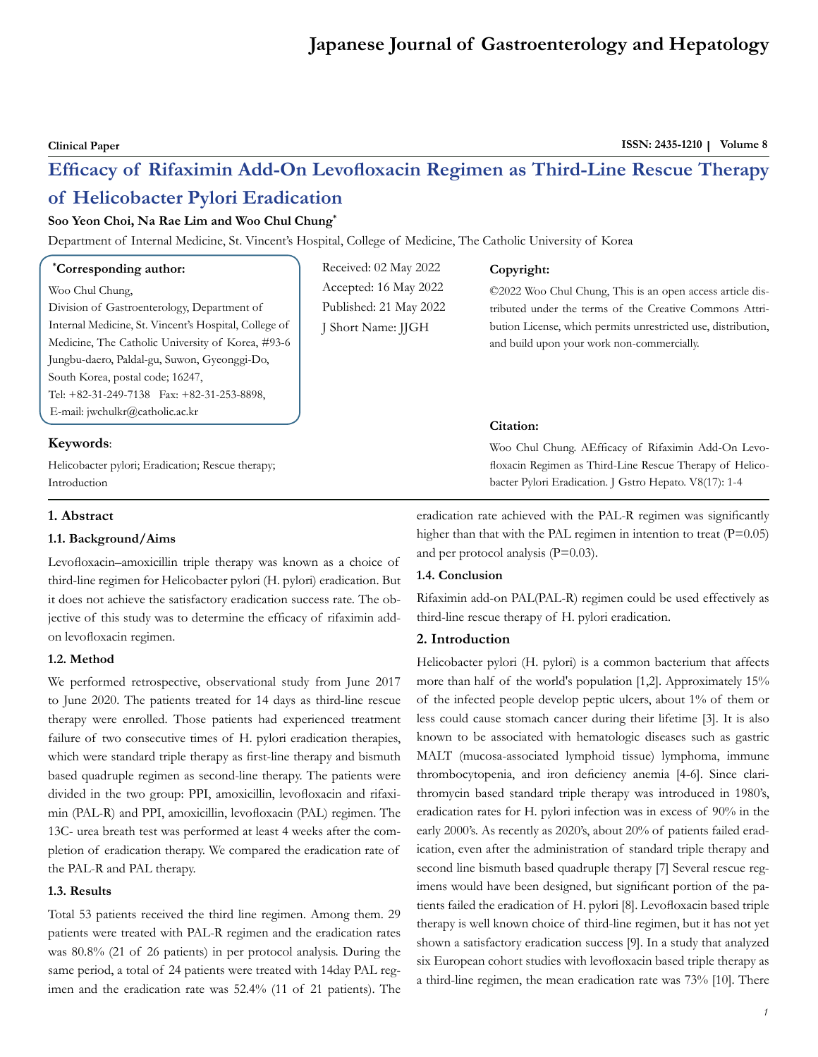Clinical Paper

# Efficacy of Rifaximin Add-On Levofloxacin Regimen as Third-Line Rescue Therapy of Helicobacter Pylori Eradication

**Soo Yeon Choi, Na Rae Lim and Woo Chul Chung***

Department of Internal Medicine, St. Vincent's Hospital, College of Medicine, The Catholic University of Korea

**\*Corresponding author:**

Woo Chul Chung,
Division of Gastroenterology, Department of Internal Medicine, St. Vincent's Hospital, College of Medicine, The Catholic University of Korea, #93-6 Jungbu-daero, Paldal-gu, Suwon, Gyeonggi-Do, South Korea, postal code; 16247,
Tel: +82-31-249-7138 Fax: +82-31-253-8898,
E-mail: jwchulkr@catholic.ac.kr

Received: 02 May 2022
Accepted: 16 May 2022
Published: 21 May 2022
J Short Name: JJGH

**Copyright:**

©2022 Woo Chul Chung, This is an open access article distributed under the terms of the Creative Commons Attribution License, which permits unrestricted use, distribution, and build upon your work non-commercially.

**Citation:**

Woo Chul Chung. AEfficacy of Rifaximin Add-On Levofloxacin Regimen as Third-Line Rescue Therapy of Helicobacter Pylori Eradication. J Gstro Hepato. V8(17): 1-4

**Keywords**:

Helicobacter pylori; Eradication; Rescue therapy; Introduction

## 1. Abstract

### 1.1. Background/Aims

Levofloxacin–amoxicillin triple therapy was known as a choice of third-line regimen for Helicobacter pylori (H. pylori) eradication. But it does not achieve the satisfactory eradication success rate. The objective of this study was to determine the efficacy of rifaximin add-on levofloxacin regimen.

### 1.2. Method

We performed retrospective, observational study from June 2017 to June 2020. The patients treated for 14 days as third-line rescue therapy were enrolled. Those patients had experienced treatment failure of two consecutive times of H. pylori eradication therapies, which were standard triple therapy as first-line therapy and bismuth based quadruple regimen as second-line therapy. The patients were divided in the two group: PPI, amoxicillin, levofloxacin and rifaximin (PAL-R) and PPI, amoxicillin, levofloxacin (PAL) regimen. The 13C- urea breath test was performed at least 4 weeks after the completion of eradication therapy. We compared the eradication rate of the PAL-R and PAL therapy.

### 1.3. Results

Total 53 patients received the third line regimen. Among them. 29 patients were treated with PAL-R regimen and the eradication rates was 80.8% (21 of 26 patients) in per protocol analysis. During the same period, a total of 24 patients were treated with 14day PAL regimen and the eradication rate was 52.4% (11 of 21 patients). The eradication rate achieved with the PAL-R regimen was significantly higher than that with the PAL regimen in intention to treat (P=0.05) and per protocol analysis (P=0.03).

### 1.4. Conclusion

Rifaximin add-on PAL(PAL-R) regimen could be used effectively as third-line rescue therapy of H. pylori eradication.

## 2. Introduction

Helicobacter pylori (H. pylori) is a common bacterium that affects more than half of the world's population [1,2]. Approximately 15% of the infected people develop peptic ulcers, about 1% of them or less could cause stomach cancer during their lifetime [3]. It is also known to be associated with hematologic diseases such as gastric MALT (mucosa-associated lymphoid tissue) lymphoma, immune thrombocytopenia, and iron deficiency anemia [4-6]. Since clarithromycin based standard triple therapy was introduced in 1980's, eradication rates for H. pylori infection was in excess of 90% in the early 2000's. As recently as 2020's, about 20% of patients failed eradication, even after the administration of standard triple therapy and second line bismuth based quadruple therapy [7] Several rescue regimens would have been designed, but significant portion of the patients failed the eradication of H. pylori [8]. Levofloxacin based triple therapy is well known choice of third-line regimen, but it has not yet shown a satisfactory eradication success [9]. In a study that analyzed six European cohort studies with levofloxacin based triple therapy as a third-line regimen, the mean eradication rate was 73% [10]. There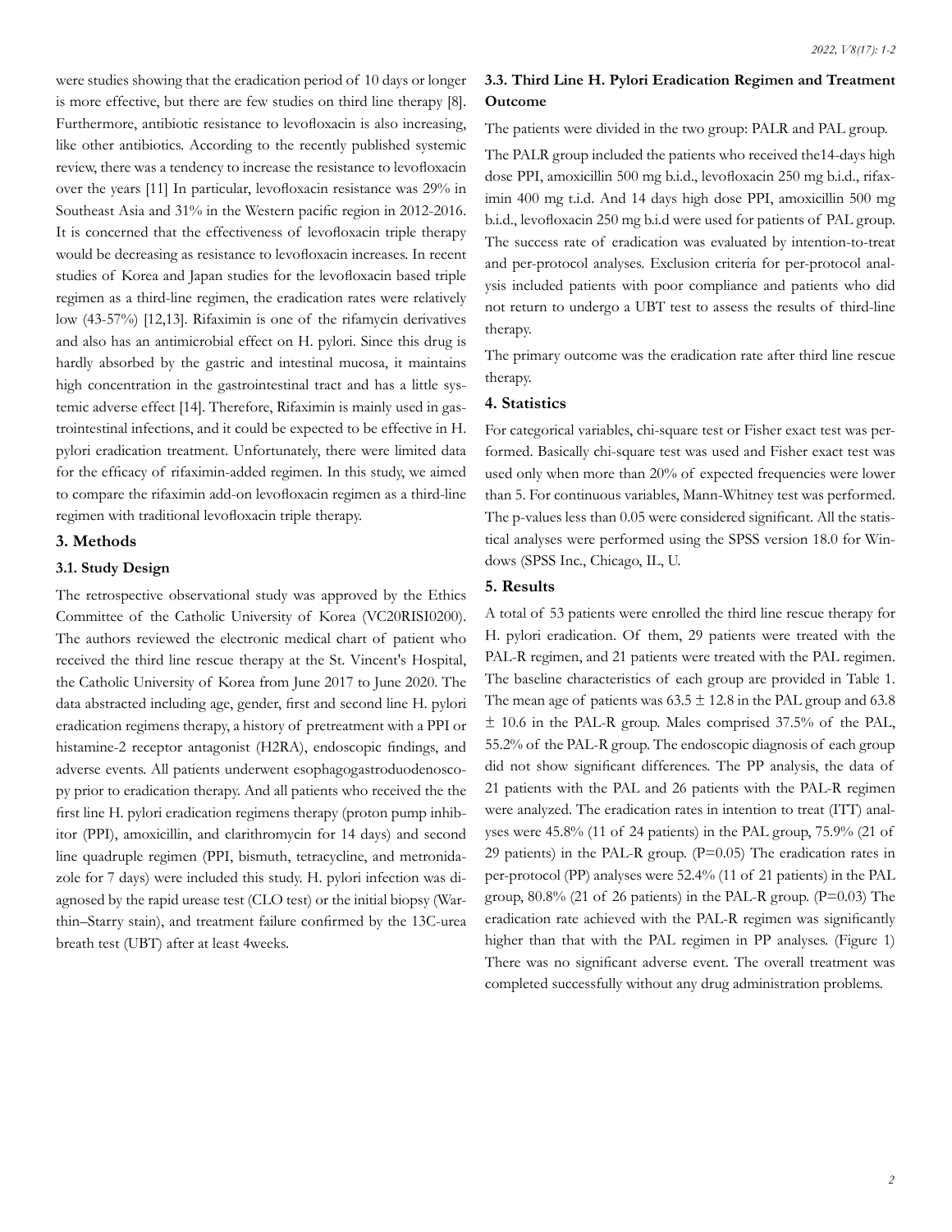were studies showing that the eradication period of 10 days or longer is more effective, but there are few studies on third line therapy [8]. Furthermore, antibiotic resistance to levofloxacin is also increasing, like other antibiotics. According to the recently published systemic review, there was a tendency to increase the resistance to levofloxacin over the years [11] In particular, levofloxacin resistance was 29% in Southeast Asia and 31% in the Western pacific region in 2012-2016. It is concerned that the effectiveness of levofloxacin triple therapy would be decreasing as resistance to levofloxacin increases. In recent studies of Korea and Japan studies for the levofloxacin based triple regimen as a third-line regimen, the eradication rates were relatively low (43-57%) [12,13]. Rifaximin is one of the rifamycin derivatives and also has an antimicrobial effect on H. pylori. Since this drug is hardly absorbed by the gastric and intestinal mucosa, it maintains high concentration in the gastrointestinal tract and has a little systemic adverse effect [14]. Therefore, Rifaximin is mainly used in gastrointestinal infections, and it could be expected to be effective in H. pylori eradication treatment. Unfortunately, there were limited data for the efficacy of rifaximin-added regimen. In this study, we aimed to compare the rifaximin add-on levofloxacin regimen as a third-line regimen with traditional levofloxacin triple therapy.

## 3. Methods

### 3.1. Study Design

The retrospective observational study was approved by the Ethics Committee of the Catholic University of Korea (VC20RISI0200). The authors reviewed the electronic medical chart of patient who received the third line rescue therapy at the St. Vincent's Hospital, the Catholic University of Korea from June 2017 to June 2020. The data abstracted including age, gender, first and second line H. pylori eradication regimens therapy, a history of pretreatment with a PPI or histamine-2 receptor antagonist (H2RA), endoscopic findings, and adverse events. All patients underwent esophagogastroduodenoscopy prior to eradication therapy. And all patients who received the the first line H. pylori eradication regimens therapy (proton pump inhibitor (PPI), amoxicillin, and clarithromycin for 14 days) and second line quadruple regimen (PPI, bismuth, tetracycline, and metronidazole for 7 days) were included this study. H. pylori infection was diagnosed by the rapid urease test (CLO test) or the initial biopsy (Warthin–Starry stain), and treatment failure confirmed by the 13C-urea breath test (UBT) after at least 4weeks.

### 3.3. Third Line H. Pylori Eradication Regimen and Treatment Outcome

The patients were divided in the two group: PALR and PAL group.

The PALR group included the patients who received the14-days high dose PPI, amoxicillin 500 mg b.i.d., levofloxacin 250 mg b.i.d., rifaximin 400 mg t.i.d. And 14 days high dose PPI, amoxicillin 500 mg b.i.d., levofloxacin 250 mg b.i.d were used for patients of PAL group. The success rate of eradication was evaluated by intention-to-treat and per-protocol analyses. Exclusion criteria for per-protocol analysis included patients with poor compliance and patients who did not return to undergo a UBT test to assess the results of third-line therapy.

The primary outcome was the eradication rate after third line rescue therapy.

## 4. Statistics

For categorical variables, chi-square test or Fisher exact test was performed. Basically chi-square test was used and Fisher exact test was used only when more than 20% of expected frequencies were lower than 5. For continuous variables, Mann-Whitney test was performed. The p-values less than 0.05 were considered significant. All the statistical analyses were performed using the SPSS version 18.0 for Windows (SPSS Inc., Chicago, IL, U.

## 5. Results

A total of 53 patients were enrolled the third line rescue therapy for H. pylori eradication. Of them, 29 patients were treated with the PAL-R regimen, and 21 patients were treated with the PAL regimen. The baseline characteristics of each group are provided in Table 1. The mean age of patients was $63.5 \pm 12.8$ in the PAL group and $63.8 \pm 10.6$ in the PAL-R group. Males comprised 37.5% of the PAL, 55.2% of the PAL-R group. The endoscopic diagnosis of each group did not show significant differences. The PP analysis, the data of 21 patients with the PAL and 26 patients with the PAL-R regimen were analyzed. The eradication rates in intention to treat (ITT) analyses were 45.8% (11 of 24 patients) in the PAL group, 75.9% (21 of 29 patients) in the PAL-R group. (P=0.05) The eradication rates in per-protocol (PP) analyses were 52.4% (11 of 21 patients) in the PAL group, 80.8% (21 of 26 patients) in the PAL-R group. (P=0.03) The eradication rate achieved with the PAL-R regimen was significantly higher than that with the PAL regimen in PP analyses. (Figure 1) There was no significant adverse event. The overall treatment was completed successfully without any drug administration problems.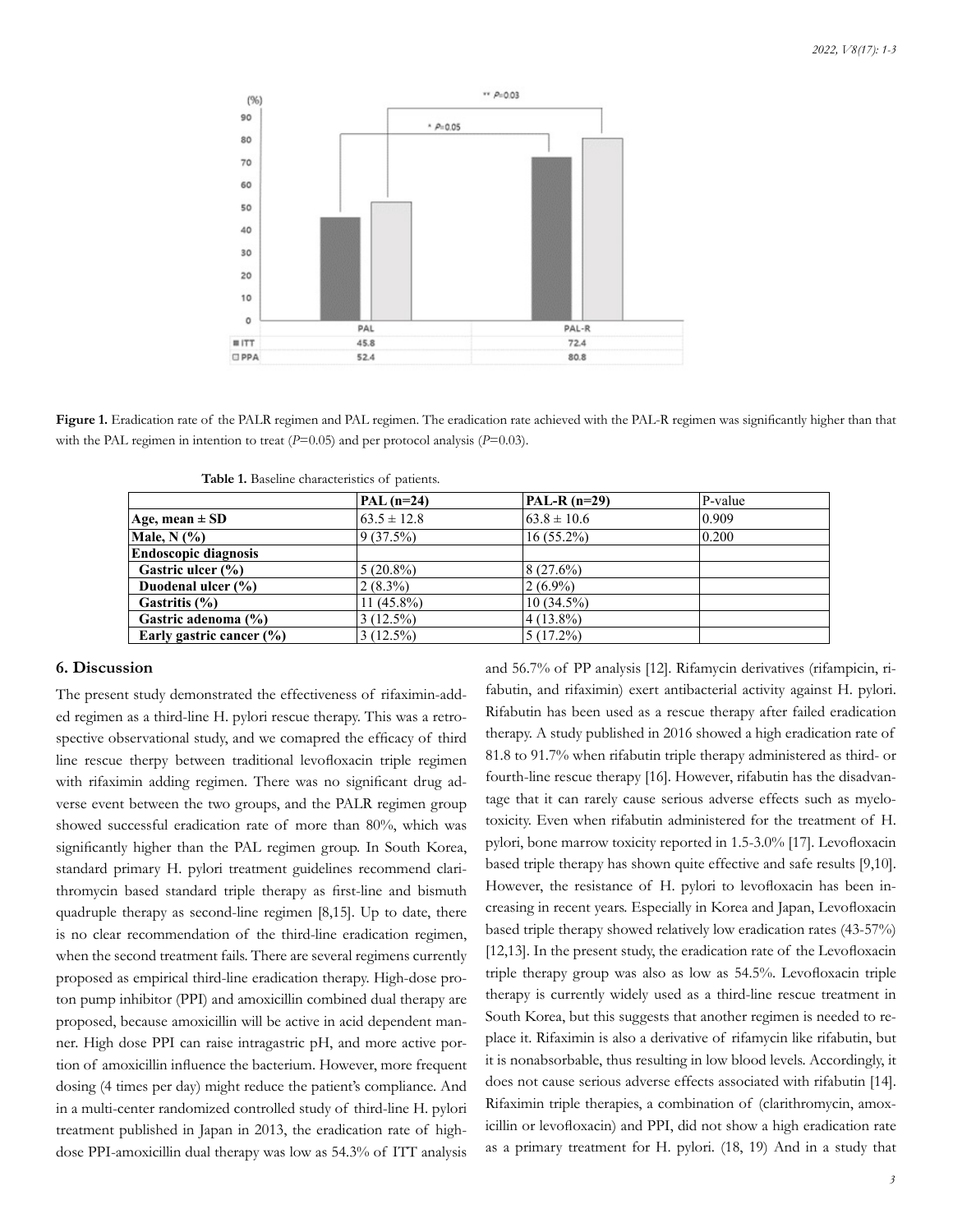**Figure 1.** Eradication rate of the PALR regimen and PAL regimen. The eradication rate achieved with the PAL-R regimen was significantly higher than that with the PAL regimen in intention to treat (*P*=0.05) and per protocol analysis (*P*=0.03).

**Table 1.** Baseline characteristics of patients.

| | PAL (n=24) | PAL-R (n=29) | P-value |
|---|---|---|---|
| **Age, mean ± SD** | 63.5 ± 12.8 | 63.8 ± 10.6 | 0.909 |
| **Male, N (%)** | 9 (37.5%) | 16 (55.2%) | 0.200 |
| **Endoscopic diagnosis** | | | |
| **Gastric ulcer (%)** | 5 (20.8%) | 8 (27.6%) | |
| **Duodenal ulcer (%)** | 2 (8.3%) | 2 (6.9%) | |
| **Gastritis (%)** | 11 (45.8%) | 10 (34.5%) | |
| **Gastric adenoma (%)** | 3 (12.5%) | 4 (13.8%) | |
| **Early gastric cancer (%)** | 3 (12.5%) | 5 (17.2%) | |

## 6. Discussion

The present study demonstrated the effectiveness of rifaximin-added regimen as a third-line H. pylori rescue therapy. This was a retrospective observational study, and we comapred the efficacy of third line rescue therpy between traditional levofloxacin triple regimen with rifaximin adding regimen. There was no significant drug adverse event between the two groups, and the PALR regimen group showed successful eradication rate of more than 80%, which was significantly higher than the PAL regimen group. In South Korea, standard primary H. pylori treatment guidelines recommend clarithromycin based standard triple therapy as first-line and bismuth quadruple therapy as second-line regimen [8,15]. Up to date, there is no clear recommendation of the third-line eradication regimen, when the second treatment fails. There are several regimens currently proposed as empirical third-line eradication therapy. High-dose proton pump inhibitor (PPI) and amoxicillin combined dual therapy are proposed, because amoxicillin will be active in acid dependent manner. High dose PPI can raise intragastric pH, and more active portion of amoxicillin influence the bacterium. However, more frequent dosing (4 times per day) might reduce the patient's compliance. And in a multi-center randomized controlled study of third-line H. pylori treatment published in Japan in 2013, the eradication rate of high-dose PPI-amoxicillin dual therapy was low as 54.3% of ITT analysis and 56.7% of PP analysis [12]. Rifamycin derivatives (rifampicin, rifabutin, and rifaximin) exert antibacterial activity against H. pylori. Rifabutin has been used as a rescue therapy after failed eradication therapy. A study published in 2016 showed a high eradication rate of 81.8 to 91.7% when rifabutin triple therapy administered as third- or fourth-line rescue therapy [16]. However, rifabutin has the disadvantage that it can rarely cause serious adverse effects such as myelotoxicity. Even when rifabutin administered for the treatment of H. pylori, bone marrow toxicity reported in 1.5-3.0% [17]. Levofloxacin based triple therapy has shown quite effective and safe results [9,10]. However, the resistance of H. pylori to levofloxacin has been increasing in recent years. Especially in Korea and Japan, Levofloxacin based triple therapy showed relatively low eradication rates (43-57%) [12,13]. In the present study, the eradication rate of the Levofloxacin triple therapy group was also as low as 54.5%. Levofloxacin triple therapy is currently widely used as a third-line rescue treatment in South Korea, but this suggests that another regimen is needed to replace it. Rifaximin is also a derivative of rifamycin like rifabutin, but it is nonabsorbable, thus resulting in low blood levels. Accordingly, it does not cause serious adverse effects associated with rifabutin [14]. Rifaximin triple therapies, a combination of (clarithromycin, amoxicillin or levofloxacin) and PPI, did not show a high eradication rate as a primary treatment for H. pylori. (18, 19) And in a study that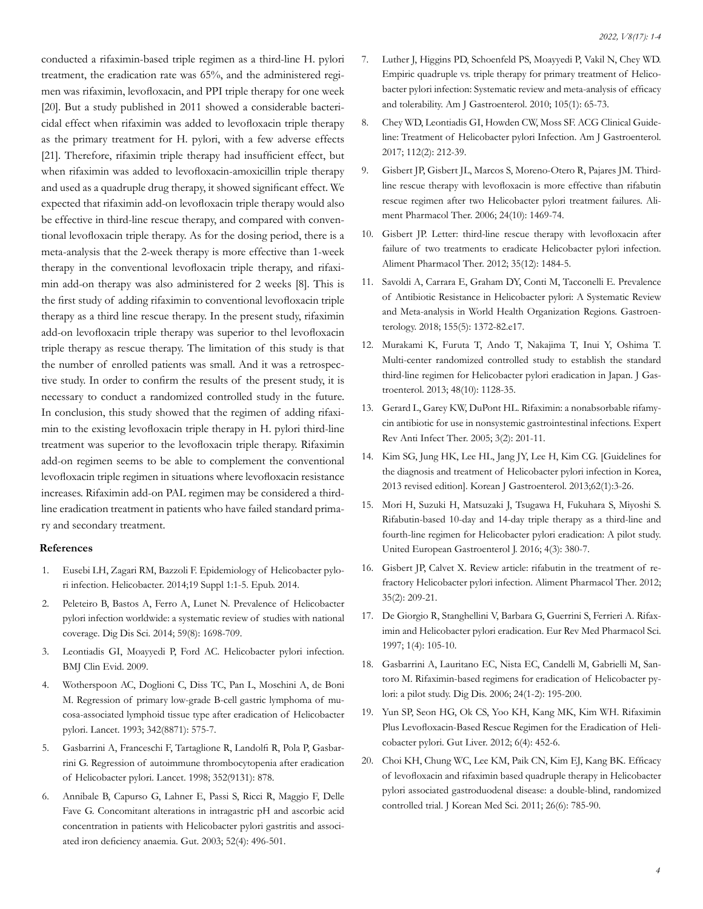conducted a rifaximin-based triple regimen as a third-line H. pylori treatment, the eradication rate was 65%, and the administered regimen was rifaximin, levofloxacin, and PPI triple therapy for one week [20]. But a study published in 2011 showed a considerable bactericidal effect when rifaximin was added to levofloxacin triple therapy as the primary treatment for H. pylori, with a few adverse effects [21]. Therefore, rifaximin triple therapy had insufficient effect, but when rifaximin was added to levofloxacin-amoxicillin triple therapy and used as a quadruple drug therapy, it showed significant effect. We expected that rifaximin add-on levofloxacin triple therapy would also be effective in third-line rescue therapy, and compared with conventional levofloxacin triple therapy. As for the dosing period, there is a meta-analysis that the 2-week therapy is more effective than 1-week therapy in the conventional levofloxacin triple therapy, and rifaximin add-on therapy was also administered for 2 weeks [8]. This is the first study of adding rifaximin to conventional levofloxacin triple therapy as a third line rescue therapy. In the present study, rifaximin add-on levofloxacin triple therapy was superior to thel levofloxacin triple therapy as rescue therapy. The limitation of this study is that the number of enrolled patients was small. And it was a retrospective study. In order to confirm the results of the present study, it is necessary to conduct a randomized controlled study in the future. In conclusion, this study showed that the regimen of adding rifaximin to the existing levofloxacin triple therapy in H. pylori third-line treatment was superior to the levofloxacin triple therapy. Rifaximin add-on regimen seems to be able to complement the conventional levofloxacin triple regimen in situations where levofloxacin resistance increases. Rifaximin add-on PAL regimen may be considered a third-line eradication treatment in patients who have failed standard primary and secondary treatment.

## References

1. Eusebi LH, Zagari RM, Bazzoli F. Epidemiology of Helicobacter pylori infection. Helicobacter. 2014;19 Suppl 1:1-5. Epub. 2014.
2. Peleteiro B, Bastos A, Ferro A, Lunet N. Prevalence of Helicobacter pylori infection worldwide: a systematic review of studies with national coverage. Dig Dis Sci. 2014; 59(8): 1698-709.
3. Leontiadis GI, Moayyedi P, Ford AC. Helicobacter pylori infection. BMJ Clin Evid. 2009.
4. Wotherspoon AC, Doglioni C, Diss TC, Pan L, Moschini A, de Boni M. Regression of primary low-grade B-cell gastric lymphoma of mucosa-associated lymphoid tissue type after eradication of Helicobacter pylori. Lancet. 1993; 342(8871): 575-7.
5. Gasbarrini A, Franceschi F, Tartaglione R, Landolfi R, Pola P, Gasbarrini G. Regression of autoimmune thrombocytopenia after eradication of Helicobacter pylori. Lancet. 1998; 352(9131): 878.
6. Annibale B, Capurso G, Lahner E, Passi S, Ricci R, Maggio F, Delle Fave G. Concomitant alterations in intragastric pH and ascorbic acid concentration in patients with Helicobacter pylori gastritis and associated iron deficiency anaemia. Gut. 2003; 52(4): 496-501.
7. Luther J, Higgins PD, Schoenfeld PS, Moayyedi P, Vakil N, Chey WD. Empiric quadruple vs. triple therapy for primary treatment of Helicobacter pylori infection: Systematic review and meta-analysis of efficacy and tolerability. Am J Gastroenterol. 2010; 105(1): 65-73.
8. Chey WD, Leontiadis GI, Howden CW, Moss SF. ACG Clinical Guideline: Treatment of Helicobacter pylori Infection. Am J Gastroenterol. 2017; 112(2): 212-39.
9. Gisbert JP, Gisbert JL, Marcos S, Moreno-Otero R, Pajares JM. Third-line rescue therapy with levofloxacin is more effective than rifabutin rescue regimen after two Helicobacter pylori treatment failures. Aliment Pharmacol Ther. 2006; 24(10): 1469-74.
10. Gisbert JP. Letter: third-line rescue therapy with levofloxacin after failure of two treatments to eradicate Helicobacter pylori infection. Aliment Pharmacol Ther. 2012; 35(12): 1484-5.
11. Savoldi A, Carrara E, Graham DY, Conti M, Tacconelli E. Prevalence of Antibiotic Resistance in Helicobacter pylori: A Systematic Review and Meta-analysis in World Health Organization Regions. Gastroenterology. 2018; 155(5): 1372-82.e17.
12. Murakami K, Furuta T, Ando T, Nakajima T, Inui Y, Oshima T. Multi-center randomized controlled study to establish the standard third-line regimen for Helicobacter pylori eradication in Japan. J Gastroenterol. 2013; 48(10): 1128-35.
13. Gerard L, Garey KW, DuPont HL. Rifaximin: a nonabsorbable rifamycin antibiotic for use in nonsystemic gastrointestinal infections. Expert Rev Anti Infect Ther. 2005; 3(2): 201-11.
14. Kim SG, Jung HK, Lee HL, Jang JY, Lee H, Kim CG. [Guidelines for the diagnosis and treatment of Helicobacter pylori infection in Korea, 2013 revised edition]. Korean J Gastroenterol. 2013;62(1):3-26.
15. Mori H, Suzuki H, Matsuzaki J, Tsugawa H, Fukuhara S, Miyoshi S. Rifabutin-based 10-day and 14-day triple therapy as a third-line and fourth-line regimen for Helicobacter pylori eradication: A pilot study. United European Gastroenterol J. 2016; 4(3): 380-7.
16. Gisbert JP, Calvet X. Review article: rifabutin in the treatment of refractory Helicobacter pylori infection. Aliment Pharmacol Ther. 2012; 35(2): 209-21.
17. De Giorgio R, Stanghellini V, Barbara G, Guerrini S, Ferrieri A. Rifaximin and Helicobacter pylori eradication. Eur Rev Med Pharmacol Sci. 1997; 1(4): 105-10.
18. Gasbarrini A, Lauritano EC, Nista EC, Candelli M, Gabrielli M, Santoro M. Rifaximin-based regimens for eradication of Helicobacter pylori: a pilot study. Dig Dis. 2006; 24(1-2): 195-200.
19. Yun SP, Seon HG, Ok CS, Yoo KH, Kang MK, Kim WH. Rifaximin Plus Levofloxacin-Based Rescue Regimen for the Eradication of Helicobacter pylori. Gut Liver. 2012; 6(4): 452-6.
20. Choi KH, Chung WC, Lee KM, Paik CN, Kim EJ, Kang BK. Efficacy of levofloxacin and rifaximin based quadruple therapy in Helicobacter pylori associated gastroduodenal disease: a double-blind, randomized controlled trial. J Korean Med Sci. 2011; 26(6): 785-90.